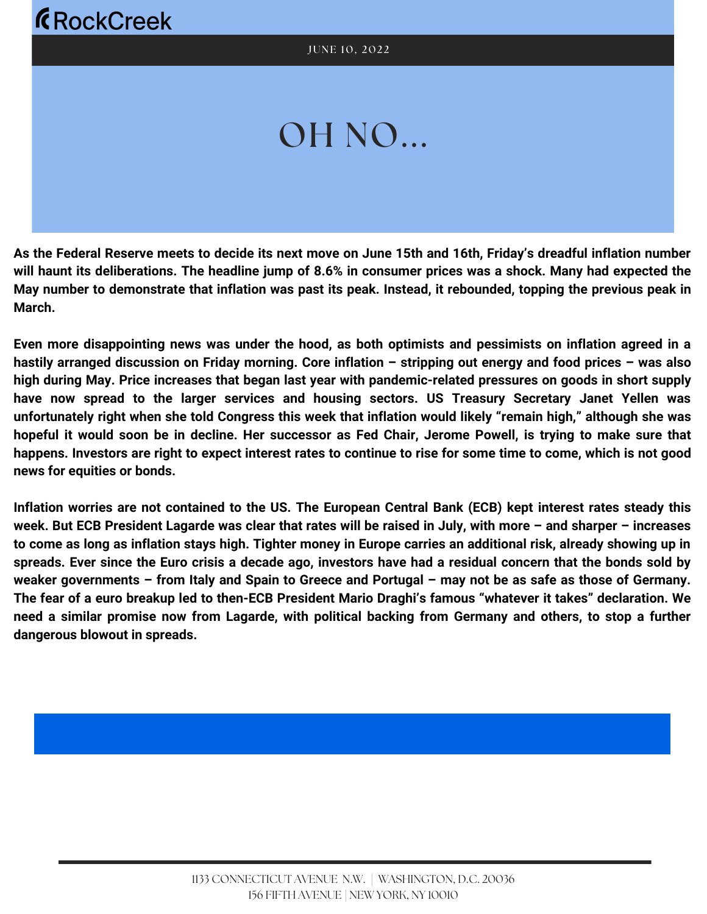RockCreek

JUNE 10, 2022

# OH NO...

**As the Federal Reserve meets to decide its next move on June 15th and 16th, Friday's dreadful inflation number will haunt its deliberations. The headline jump of 8.6% in consumer prices was a shock. Many had expected the May number to demonstrate that inflation was past its peak. Instead, it rebounded, topping the previous peak in March.**

**Even more disappointing news was under the hood, as both optimists and pessimists on inflation agreed in a hastily arranged discussion on Friday morning. Core inflation – stripping out energy and food prices – was also high during May. Price increases that began last year with pandemic-related pressures on goods in short supply have now spread to the larger services and housing sectors. US Treasury Secretary Janet Yellen was unfortunately right when she told Congress this week that inflation would likely "remain high," although she was hopeful it would soon be in decline. Her successor as Fed Chair, Jerome Powell, is trying to make sure that happens. Investors are right to expect interest rates to continue to rise for some time to come, which is not good news for equities or bonds.**

**Inflation worries are not contained to the US. The European Central Bank (ECB) kept interest rates steady this week. But ECB President Lagarde was clear that rates will be raised in July, with more – and sharper – increases to come as long as inflation stays high. Tighter money in Europe carries an additional risk, already showing up in spreads. Ever since the Euro crisis a decade ago, investors have had a residual concern that the bonds sold by weaker governments – from Italy and Spain to Greece and Portugal – may not be as safe as those of Germany. The fear of a euro breakup led to then-ECB President Mario Draghi's famous "whatever it takes" declaration. We need a similar promise now from Lagarde, with political backing from Germany and others, to stop a further dangerous blowout in spreads.**

1133 CONNECTICUT AVENUE N.W. | WASHINGTON, D.C. 20036
156 FIFTH AVENUE | NEW YORK, NY 10010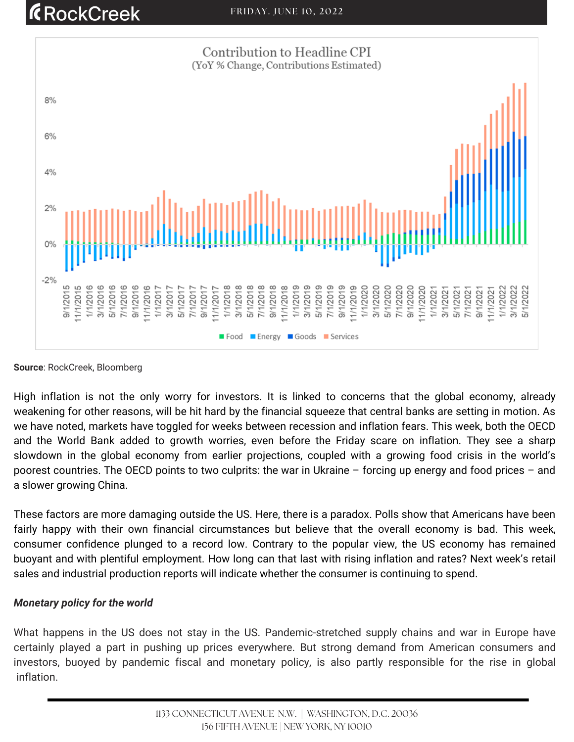Source: RockCreek, Bloomberg

High inflation is not the only worry for investors. It is linked to concerns that the global economy, already weakening for other reasons, will be hit hard by the financial squeeze that central banks are setting in motion. As we have noted, markets have toggled for weeks between recession and inflation fears. This week, both the OECD and the World Bank added to growth worries, even before the Friday scare on inflation. They see a sharp slowdown in the global economy from earlier projections, coupled with a growing food crisis in the world's poorest countries. The OECD points to two culprits: the war in Ukraine – forcing up energy and food prices – and a slower growing China.

These factors are more damaging outside the US. Here, there is a paradox. Polls show that Americans have been fairly happy with their own financial circumstances but believe that the overall economy is bad. This week, consumer confidence plunged to a record low. Contrary to the popular view, the US economy has remained buoyant and with plentiful employment. How long can that last with rising inflation and rates? Next week's retail sales and industrial production reports will indicate whether the consumer is continuing to spend.

***Monetary policy for the world***

What happens in the US does not stay in the US. Pandemic-stretched supply chains and war in Europe have certainly played a part in pushing up prices everywhere. But strong demand from American consumers and investors, buoyed by pandemic fiscal and monetary policy, is also partly responsible for the rise in global inflation.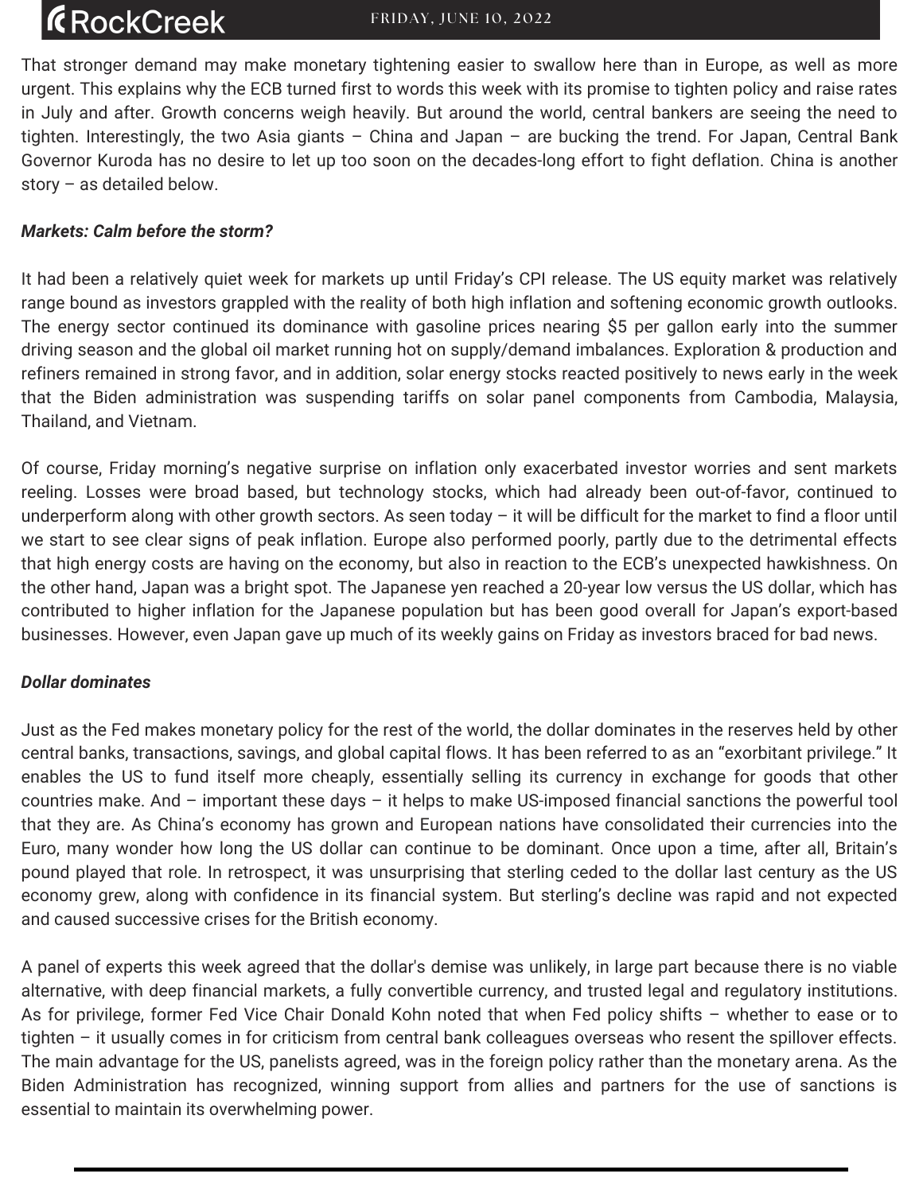That stronger demand may make monetary tightening easier to swallow here than in Europe, as well as more urgent. This explains why the ECB turned first to words this week with its promise to tighten policy and raise rates in July and after. Growth concerns weigh heavily. But around the world, central bankers are seeing the need to tighten. Interestingly, the two Asia giants – China and Japan – are bucking the trend. For Japan, Central Bank Governor Kuroda has no desire to let up too soon on the decades-long effort to fight deflation. China is another story – as detailed below.

***Markets: Calm before the storm?***

It had been a relatively quiet week for markets up until Friday's CPI release. The US equity market was relatively range bound as investors grappled with the reality of both high inflation and softening economic growth outlooks. The energy sector continued its dominance with gasoline prices nearing $5 per gallon early into the summer driving season and the global oil market running hot on supply/demand imbalances. Exploration & production and refiners remained in strong favor, and in addition, solar energy stocks reacted positively to news early in the week that the Biden administration was suspending tariffs on solar panel components from Cambodia, Malaysia, Thailand, and Vietnam.

Of course, Friday morning's negative surprise on inflation only exacerbated investor worries and sent markets reeling. Losses were broad based, but technology stocks, which had already been out-of-favor, continued to underperform along with other growth sectors. As seen today – it will be difficult for the market to find a floor until we start to see clear signs of peak inflation. Europe also performed poorly, partly due to the detrimental effects that high energy costs are having on the economy, but also in reaction to the ECB's unexpected hawkishness. On the other hand, Japan was a bright spot. The Japanese yen reached a 20-year low versus the US dollar, which has contributed to higher inflation for the Japanese population but has been good overall for Japan's export-based businesses. However, even Japan gave up much of its weekly gains on Friday as investors braced for bad news.

***Dollar dominates***

Just as the Fed makes monetary policy for the rest of the world, the dollar dominates in the reserves held by other central banks, transactions, savings, and global capital flows. It has been referred to as an "exorbitant privilege." It enables the US to fund itself more cheaply, essentially selling its currency in exchange for goods that other countries make. And – important these days – it helps to make US-imposed financial sanctions the powerful tool that they are. As China's economy has grown and European nations have consolidated their currencies into the Euro, many wonder how long the US dollar can continue to be dominant. Once upon a time, after all, Britain's pound played that role. In retrospect, it was unsurprising that sterling ceded to the dollar last century as the US economy grew, along with confidence in its financial system. But sterling's decline was rapid and not expected and caused successive crises for the British economy.

A panel of experts this week agreed that the dollar's demise was unlikely, in large part because there is no viable alternative, with deep financial markets, a fully convertible currency, and trusted legal and regulatory institutions. As for privilege, former Fed Vice Chair Donald Kohn noted that when Fed policy shifts – whether to ease or to tighten – it usually comes in for criticism from central bank colleagues overseas who resent the spillover effects. The main advantage for the US, panelists agreed, was in the foreign policy rather than the monetary arena. As the Biden Administration has recognized, winning support from allies and partners for the use of sanctions is essential to maintain its overwhelming power.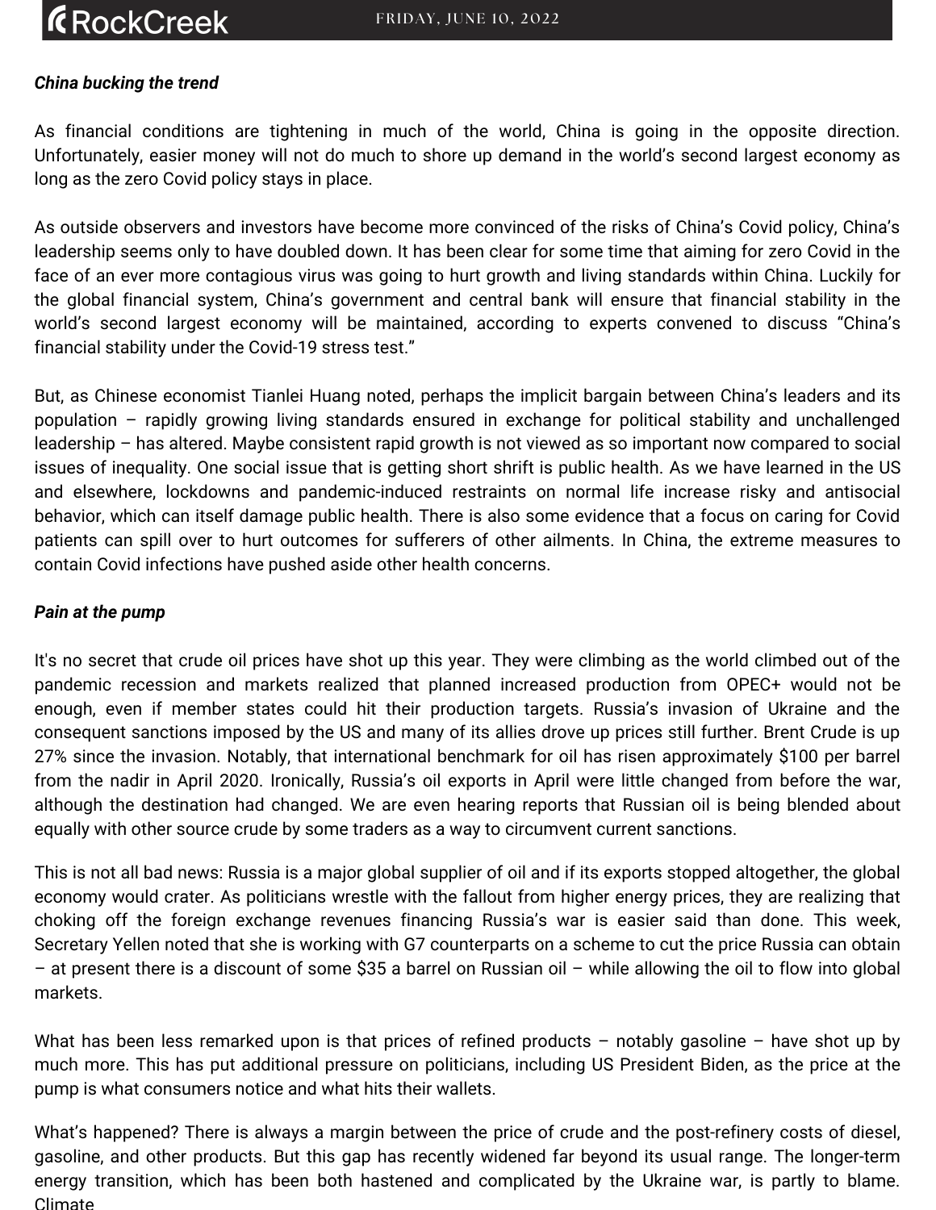***China bucking the trend***

As financial conditions are tightening in much of the world, China is going in the opposite direction. Unfortunately, easier money will not do much to shore up demand in the world's second largest economy as long as the zero Covid policy stays in place.

As outside observers and investors have become more convinced of the risks of China's Covid policy, China's leadership seems only to have doubled down. It has been clear for some time that aiming for zero Covid in the face of an ever more contagious virus was going to hurt growth and living standards within China. Luckily for the global financial system, China's government and central bank will ensure that financial stability in the world's second largest economy will be maintained, according to experts convened to discuss "China's financial stability under the Covid-19 stress test."

But, as Chinese economist Tianlei Huang noted, perhaps the implicit bargain between China's leaders and its population – rapidly growing living standards ensured in exchange for political stability and unchallenged leadership – has altered. Maybe consistent rapid growth is not viewed as so important now compared to social issues of inequality. One social issue that is getting short shrift is public health. As we have learned in the US and elsewhere, lockdowns and pandemic-induced restraints on normal life increase risky and antisocial behavior, which can itself damage public health. There is also some evidence that a focus on caring for Covid patients can spill over to hurt outcomes for sufferers of other ailments. In China, the extreme measures to contain Covid infections have pushed aside other health concerns.

***Pain at the pump***

It's no secret that crude oil prices have shot up this year. They were climbing as the world climbed out of the pandemic recession and markets realized that planned increased production from OPEC+ would not be enough, even if member states could hit their production targets. Russia's invasion of Ukraine and the consequent sanctions imposed by the US and many of its allies drove up prices still further. Brent Crude is up 27% since the invasion. Notably, that international benchmark for oil has risen approximately $100 per barrel from the nadir in April 2020. Ironically, Russia's oil exports in April were little changed from before the war, although the destination had changed. We are even hearing reports that Russian oil is being blended about equally with other source crude by some traders as a way to circumvent current sanctions.

This is not all bad news: Russia is a major global supplier of oil and if its exports stopped altogether, the global economy would crater. As politicians wrestle with the fallout from higher energy prices, they are realizing that choking off the foreign exchange revenues financing Russia's war is easier said than done. This week, Secretary Yellen noted that she is working with G7 counterparts on a scheme to cut the price Russia can obtain – at present there is a discount of some $35 a barrel on Russian oil – while allowing the oil to flow into global markets.

What has been less remarked upon is that prices of refined products – notably gasoline – have shot up by much more. This has put additional pressure on politicians, including US President Biden, as the price at the pump is what consumers notice and what hits their wallets.

What's happened? There is always a margin between the price of crude and the post-refinery costs of diesel, gasoline, and other products. But this gap has recently widened far beyond its usual range. The longer-term energy transition, which has been both hastened and complicated by the Ukraine war, is partly to blame. Climate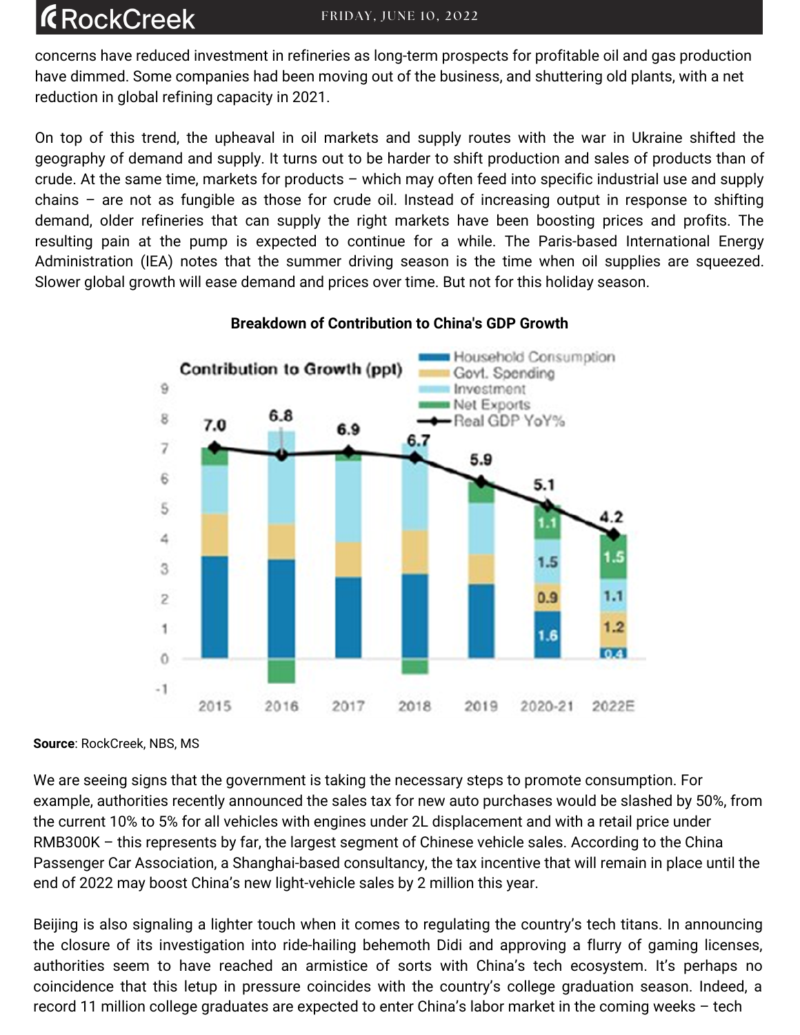concerns have reduced investment in refineries as long-term prospects for profitable oil and gas production have dimmed. Some companies had been moving out of the business, and shuttering old plants, with a net reduction in global refining capacity in 2021.

On top of this trend, the upheaval in oil markets and supply routes with the war in Ukraine shifted the geography of demand and supply. It turns out to be harder to shift production and sales of products than of crude. At the same time, markets for products – which may often feed into specific industrial use and supply chains – are not as fungible as those for crude oil. Instead of increasing output in response to shifting demand, older refineries that can supply the right markets have been boosting prices and profits. The resulting pain at the pump is expected to continue for a while. The Paris-based International Energy Administration (IEA) notes that the summer driving season is the time when oil supplies are squeezed. Slower global growth will ease demand and prices over time. But not for this holiday season.

**Breakdown of Contribution to China's GDP Growth**

**Source**: RockCreek, NBS, MS

We are seeing signs that the government is taking the necessary steps to promote consumption. For example, authorities recently announced the sales tax for new auto purchases would be slashed by 50%, from the current 10% to 5% for all vehicles with engines under 2L displacement and with a retail price under RMB300K – this represents by far, the largest segment of Chinese vehicle sales. According to the China Passenger Car Association, a Shanghai-based consultancy, the tax incentive that will remain in place until the end of 2022 may boost China's new light-vehicle sales by 2 million this year.

Beijing is also signaling a lighter touch when it comes to regulating the country's tech titans. In announcing the closure of its investigation into ride-hailing behemoth Didi and approving a flurry of gaming licenses, authorities seem to have reached an armistice of sorts with China's tech ecosystem. It's perhaps no coincidence that this letup in pressure coincides with the country's college graduation season. Indeed, a record 11 million college graduates are expected to enter China's labor market in the coming weeks – tech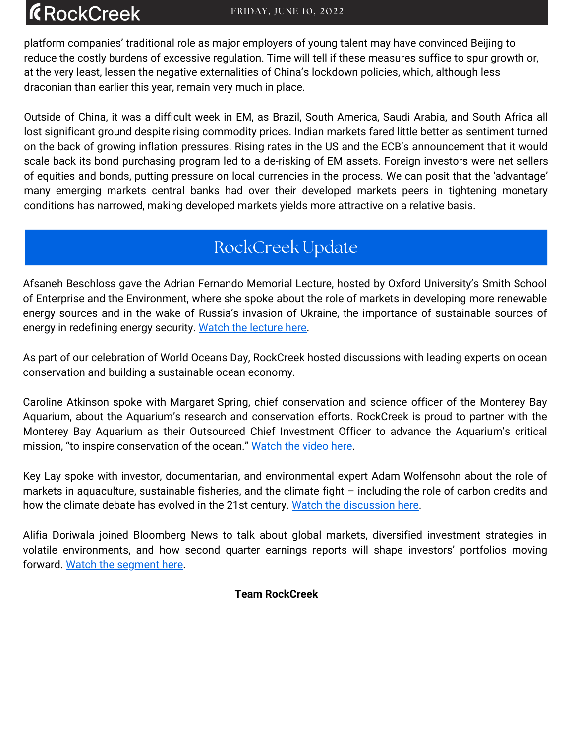platform companies' traditional role as major employers of young talent may have convinced Beijing to reduce the costly burdens of excessive regulation. Time will tell if these measures suffice to spur growth or, at the very least, lessen the negative externalities of China's lockdown policies, which, although less draconian than earlier this year, remain very much in place.

Outside of China, it was a difficult week in EM, as Brazil, South America, Saudi Arabia, and South Africa all lost significant ground despite rising commodity prices. Indian markets fared little better as sentiment turned on the back of growing inflation pressures. Rising rates in the US and the ECB's announcement that it would scale back its bond purchasing program led to a de-risking of EM assets. Foreign investors were net sellers of equities and bonds, putting pressure on local currencies in the process. We can posit that the 'advantage' many emerging markets central banks had over their developed markets peers in tightening monetary conditions has narrowed, making developed markets yields more attractive on a relative basis.

## RockCreek Update

Afsaneh Beschloss gave the Adrian Fernando Memorial Lecture, hosted by Oxford University's Smith School of Enterprise and the Environment, where she spoke about the role of markets in developing more renewable energy sources and in the wake of Russia's invasion of Ukraine, the importance of sustainable sources of energy in redefining energy security. Watch the lecture here.

As part of our celebration of World Oceans Day, RockCreek hosted discussions with leading experts on ocean conservation and building a sustainable ocean economy.

Caroline Atkinson spoke with Margaret Spring, chief conservation and science officer of the Monterey Bay Aquarium, about the Aquarium's research and conservation efforts. RockCreek is proud to partner with the Monterey Bay Aquarium as their Outsourced Chief Investment Officer to advance the Aquarium's critical mission, "to inspire conservation of the ocean." Watch the video here.

Key Lay spoke with investor, documentarian, and environmental expert Adam Wolfensohn about the role of markets in aquaculture, sustainable fisheries, and the climate fight – including the role of carbon credits and how the climate debate has evolved in the 21st century. Watch the discussion here.

Alifia Doriwala joined Bloomberg News to talk about global markets, diversified investment strategies in volatile environments, and how second quarter earnings reports will shape investors' portfolios moving forward. Watch the segment here.

**Team RockCreek**